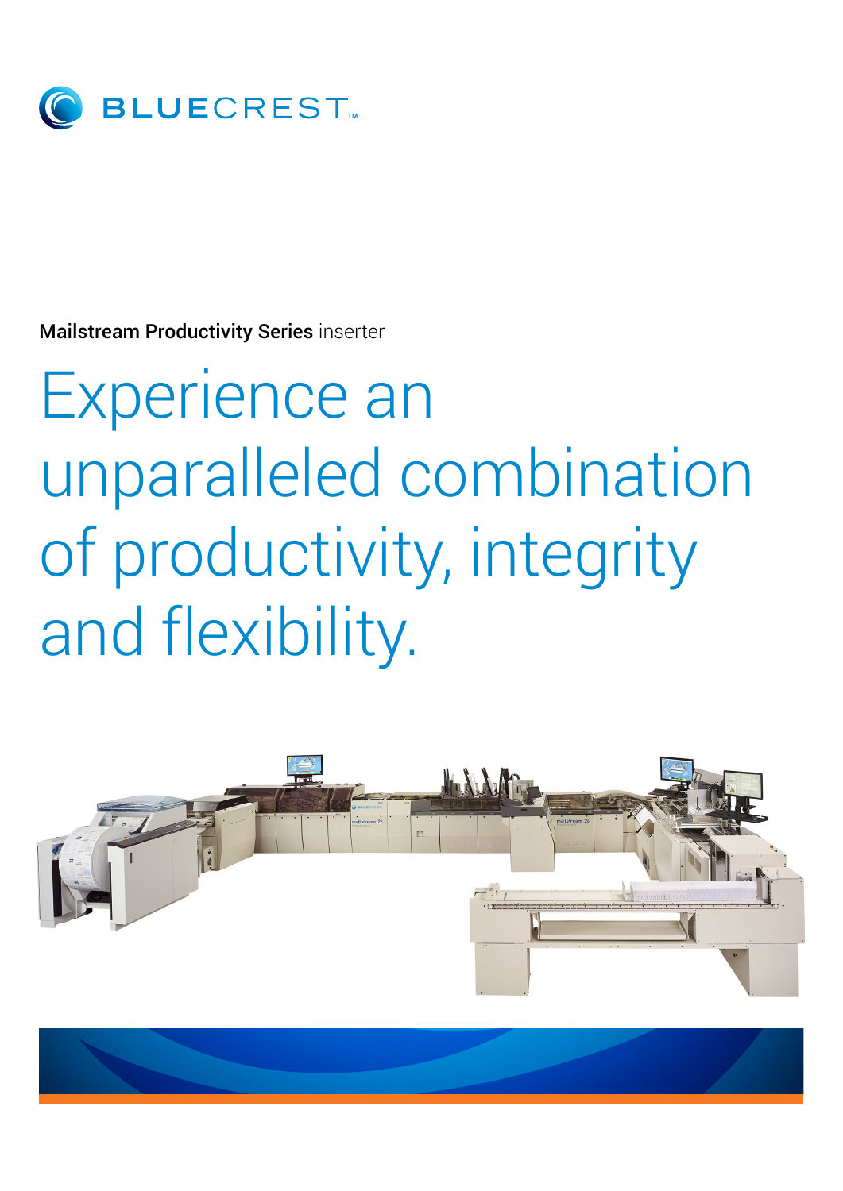BLUECREST™

**Mailstream Productivity Series** inserter

# Experience an unparalleled combination of productivity, integrity and flexibility.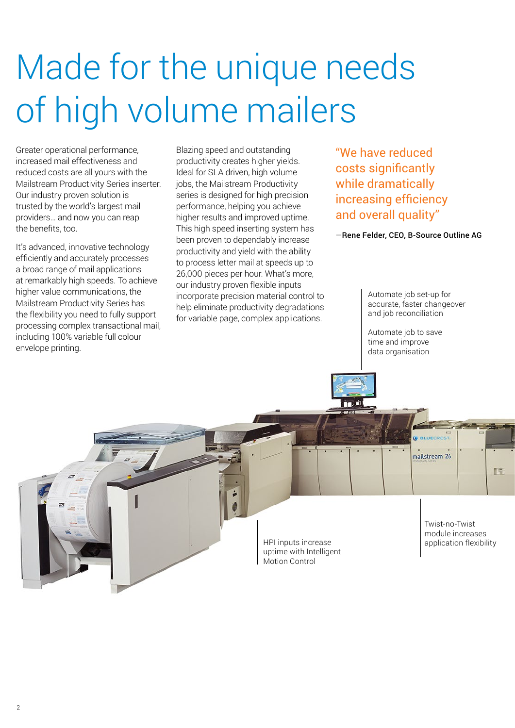# Made for the unique needs of high volume mailers

Greater operational performance, increased mail effectiveness and reduced costs are all yours with the Mailstream Productivity Series inserter. Our industry proven solution is trusted by the world's largest mail providers… and now you can reap the benefits, too.

It's advanced, innovative technology efficiently and accurately processes a broad range of mail applications at remarkably high speeds. To achieve higher value communications, the Mailstream Productivity Series has the flexibility you need to fully support processing complex transactional mail, including 100% variable full colour envelope printing.

Blazing speed and outstanding productivity creates higher yields. Ideal for SLA driven, high volume jobs, the Mailstream Productivity series is designed for high precision performance, helping you achieve higher results and improved uptime. This high speed inserting system has been proven to dependably increase productivity and yield with the ability to process letter mail at speeds up to 26,000 pieces per hour. What's more, our industry proven flexible inputs incorporate precision material control to help eliminate productivity degradations for variable page, complex applications.

> "We have reduced costs significantly while dramatically increasing efficiency and overall quality"
>
> —**Rene Felder, CEO, B-Source Outline AG**

Automate job set-up for accurate, faster changeover and job reconciliation

Automate job to save time and improve data organisation

HPI inputs increase uptime with Intelligent Motion Control

Twist-no-Twist module increases application flexibility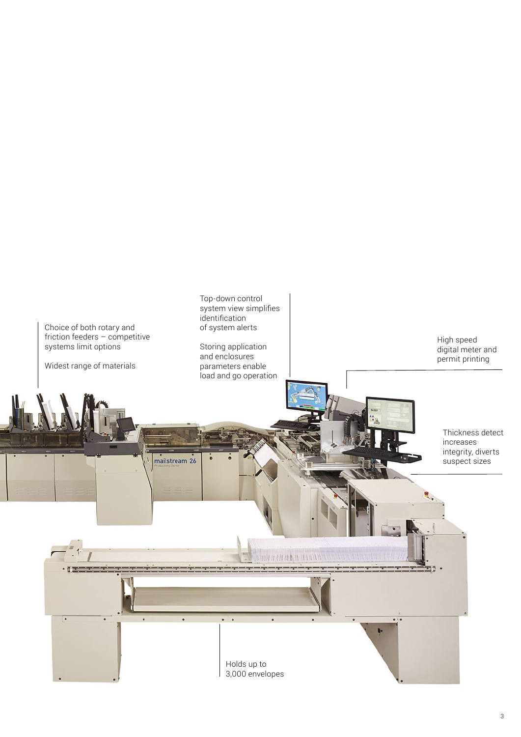Choice of both rotary and friction feeders – competitive systems limit options

Widest range of materials

Top-down control system view simplifies identification of system alerts

Storing application and enclosures parameters enable load and go operation

High speed digital meter and permit printing

Thickness detect increases integrity, diverts suspect sizes

Holds up to 3,000 envelopes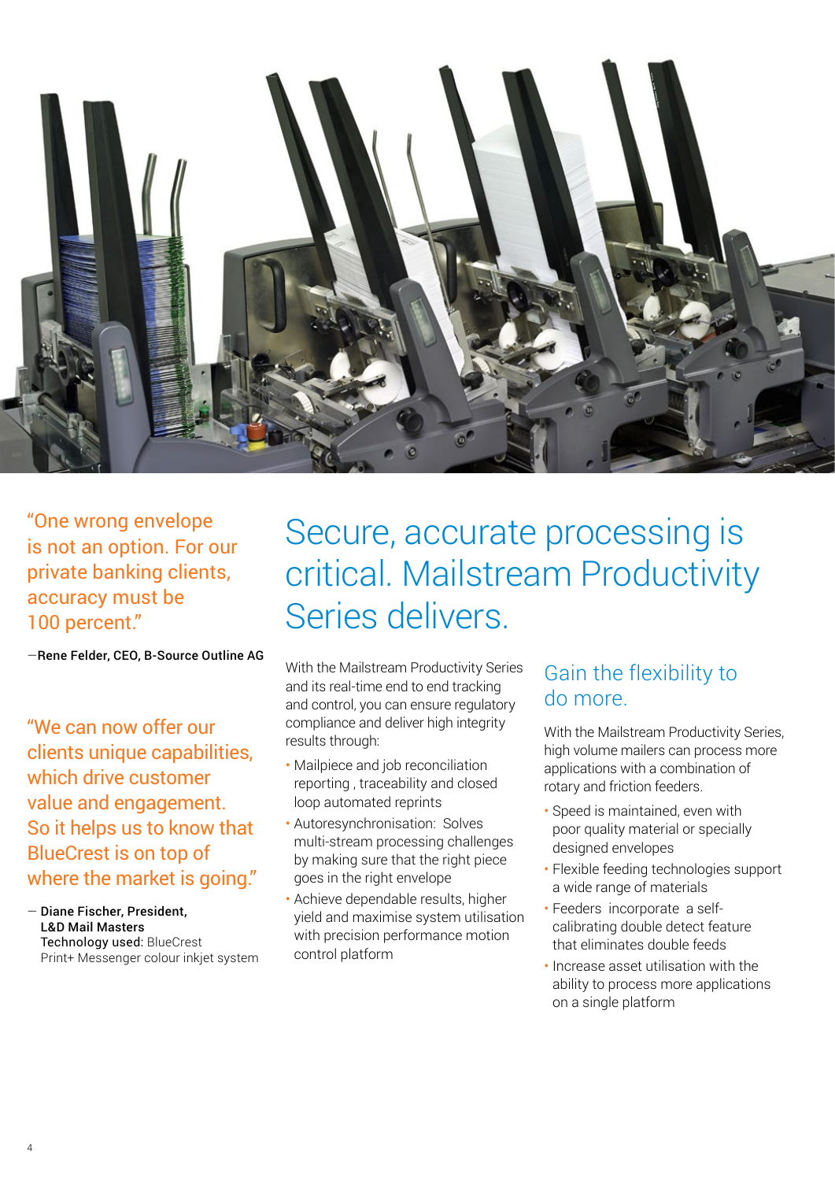"One wrong envelope is not an option. For our private banking clients, accuracy must be 100 percent."

—**Rene Felder, CEO, B-Source Outline AG**

"We can now offer our clients unique capabilities, which drive customer value and engagement. So it helps us to know that BlueCrest is on top of where the market is going."

— **Diane Fischer, President, L&D Mail Masters**
**Technology used:** BlueCrest Print+ Messenger colour inkjet system

# Secure, accurate processing is critical. Mailstream Productivity Series delivers.

With the Mailstream Productivity Series and its real-time end to end tracking and control, you can ensure regulatory compliance and deliver high integrity results through:

- Mailpiece and job reconciliation reporting , traceability and closed loop automated reprints
- Autoresynchronisation: Solves multi-stream processing challenges by making sure that the right piece goes in the right envelope
- Achieve dependable results, higher yield and maximise system utilisation with precision performance motion control platform

## Gain the flexibility to do more.

With the Mailstream Productivity Series, high volume mailers can process more applications with a combination of rotary and friction feeders.

- Speed is maintained, even with poor quality material or specially designed envelopes
- Flexible feeding technologies support a wide range of materials
- Feeders incorporate a self-calibrating double detect feature that eliminates double feeds
- Increase asset utilisation with the ability to process more applications on a single platform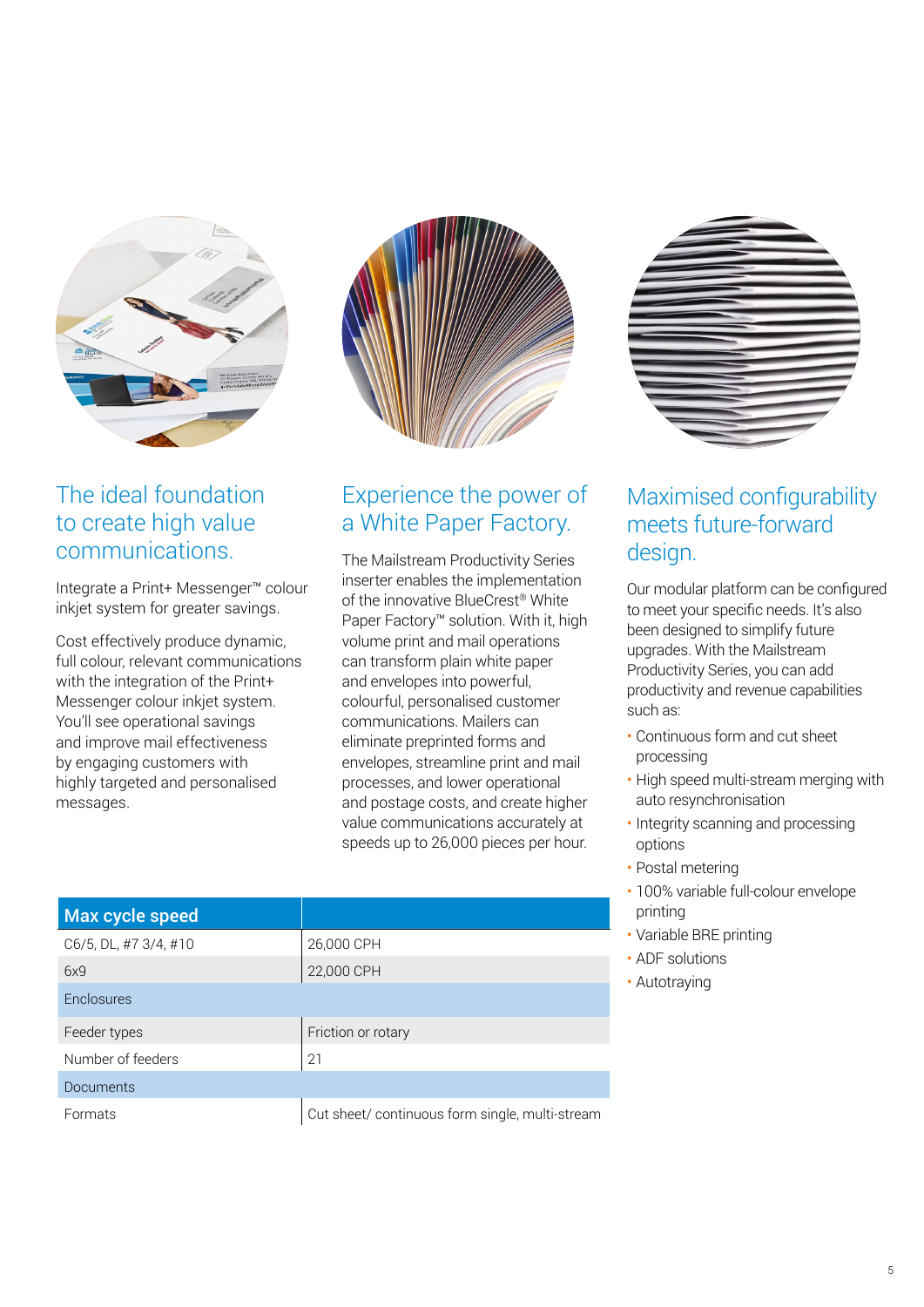## The ideal foundation to create high value communications.

Integrate a Print+ Messenger™ colour inkjet system for greater savings.

Cost effectively produce dynamic, full colour, relevant communications with the integration of the Print+ Messenger colour inkjet system. You'll see operational savings and improve mail effectiveness by engaging customers with highly targeted and personalised messages.

## Experience the power of a White Paper Factory.

The Mailstream Productivity Series inserter enables the implementation of the innovative BlueCrest® White Paper Factory™ solution. With it, high volume print and mail operations can transform plain white paper and envelopes into powerful, colourful, personalised customer communications. Mailers can eliminate preprinted forms and envelopes, streamline print and mail processes, and lower operational and postage costs, and create higher value communications accurately at speeds up to 26,000 pieces per hour.

| Max cycle speed | |
|---|---|
| C6/5, DL, #7 3/4, #10 | 26,000 CPH |
| 6x9 | 22,000 CPH |
| Enclosures | |
| Feeder types | Friction or rotary |
| Number of feeders | 21 |
| Documents | |
| Formats | Cut sheet/ continuous form single, multi-stream |

## Maximised configurability meets future-forward design.

Our modular platform can be configured to meet your specific needs. It's also been designed to simplify future upgrades. With the Mailstream Productivity Series, you can add productivity and revenue capabilities such as:

- Continuous form and cut sheet processing
- High speed multi-stream merging with auto resynchronisation
- Integrity scanning and processing options
- Postal metering
- 100% variable full-colour envelope printing
- Variable BRE printing
- ADF solutions
- Autotraying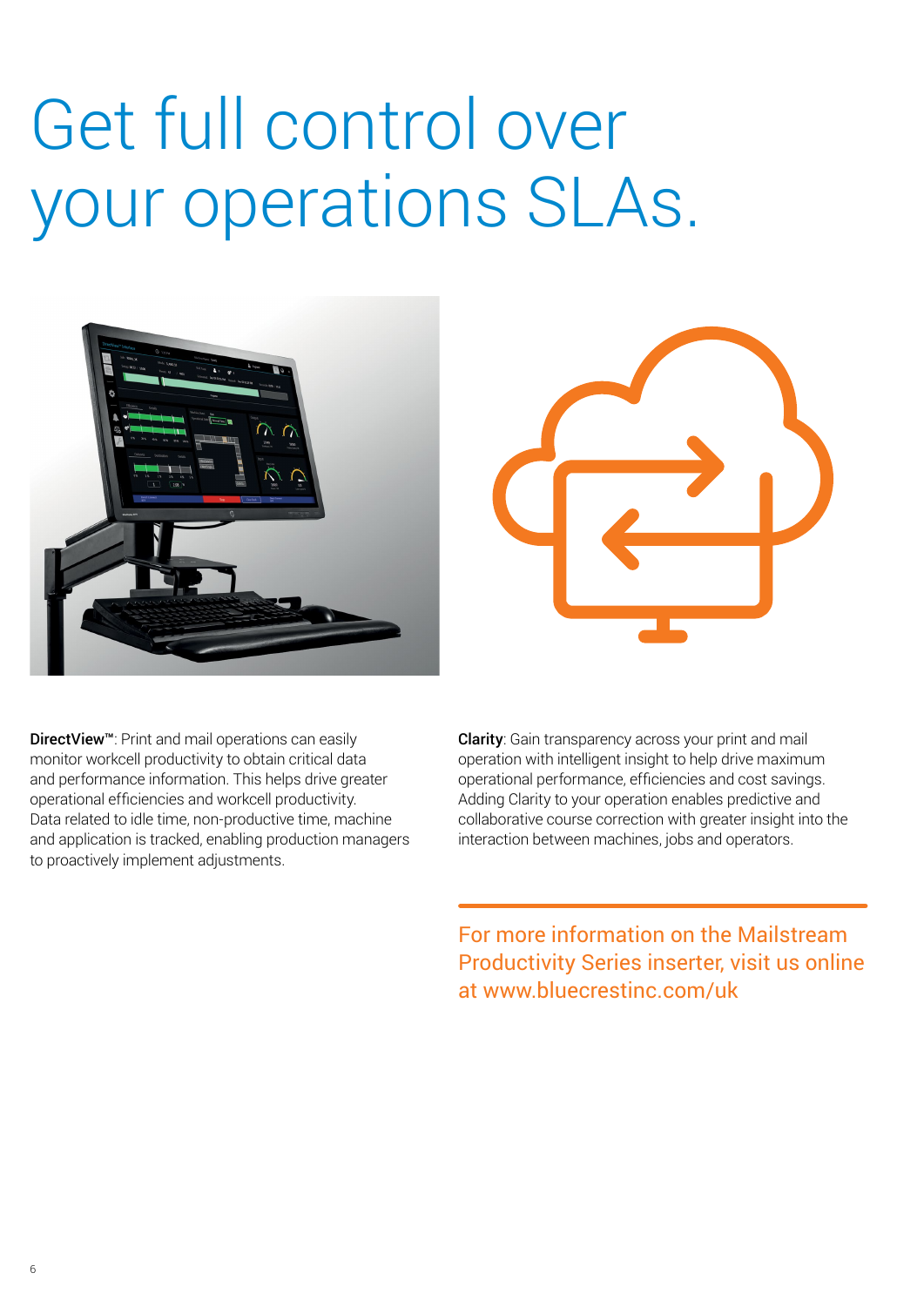# Get full control over your operations SLAs.

**DirectView™**: Print and mail operations can easily monitor workcell productivity to obtain critical data and performance information. This helps drive greater operational efficiencies and workcell productivity. Data related to idle time, non-productive time, machine and application is tracked, enabling production managers to proactively implement adjustments.

**Clarity**: Gain transparency across your print and mail operation with intelligent insight to help drive maximum operational performance, efficiencies and cost savings. Adding Clarity to your operation enables predictive and collaborative course correction with greater insight into the interaction between machines, jobs and operators.

For more information on the Mailstream Productivity Series inserter, visit us online at www.bluecrestinc.com/uk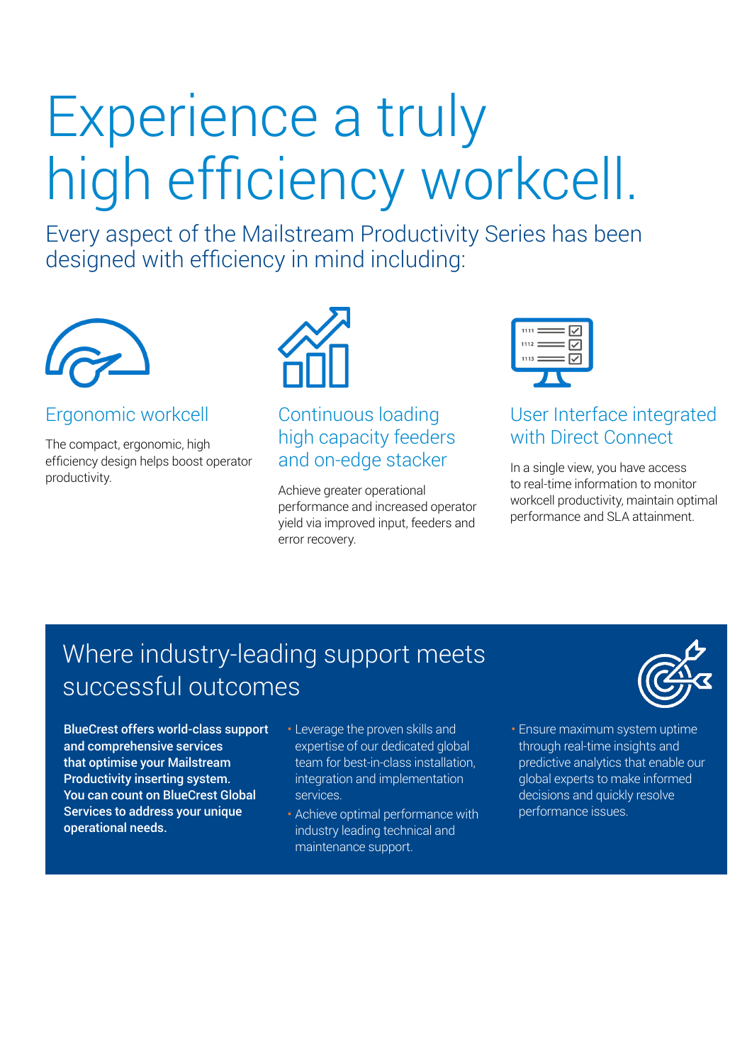# Experience a truly high efficiency workcell.

Every aspect of the Mailstream Productivity Series has been designed with efficiency in mind including:

### Ergonomic workcell

The compact, ergonomic, high efficiency design helps boost operator productivity.

### Continuous loading high capacity feeders and on-edge stacker

Achieve greater operational performance and increased operator yield via improved input, feeders and error recovery.

### User Interface integrated with Direct Connect

In a single view, you have access to real-time information to monitor workcell productivity, maintain optimal performance and SLA attainment.

## Where industry-leading support meets successful outcomes

**BlueCrest offers world-class support and comprehensive services that optimise your Mailstream Productivity inserting system. You can count on BlueCrest Global Services to address your unique operational needs.**

- Leverage the proven skills and expertise of our dedicated global team for best-in-class installation, integration and implementation services.
- Achieve optimal performance with industry leading technical and maintenance support.
- Ensure maximum system uptime through real-time insights and predictive analytics that enable our global experts to make informed decisions and quickly resolve performance issues.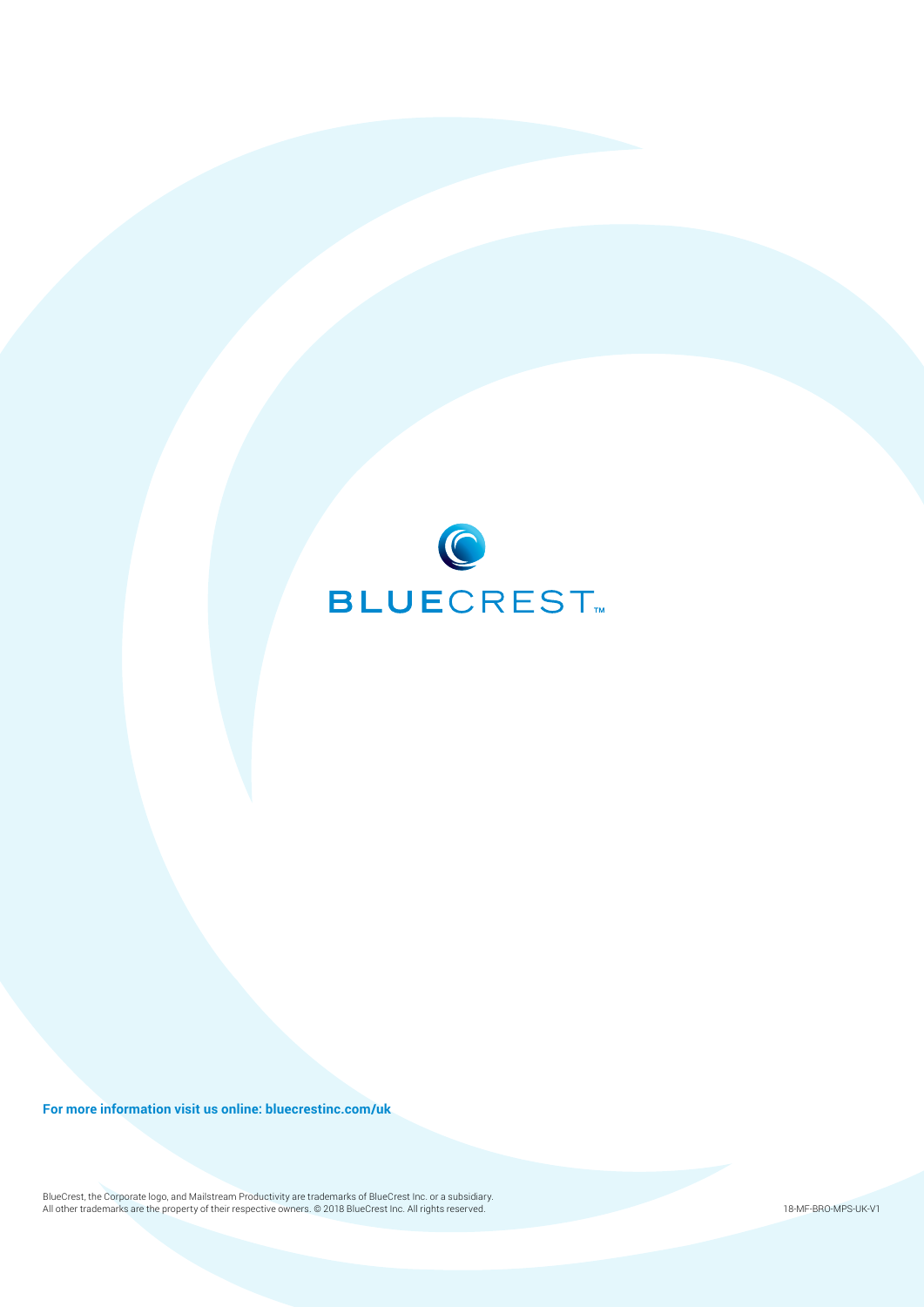BLUECREST™

**For more information visit us online: bluecrestinc.com/uk**

BlueCrest, the Corporate logo, and Mailstream Productivity are trademarks of BlueCrest Inc. or a subsidiary.
All other trademarks are the property of their respective owners. © 2018 BlueCrest Inc. All rights reserved.

18-MF-BRO-MPS-UK-V1